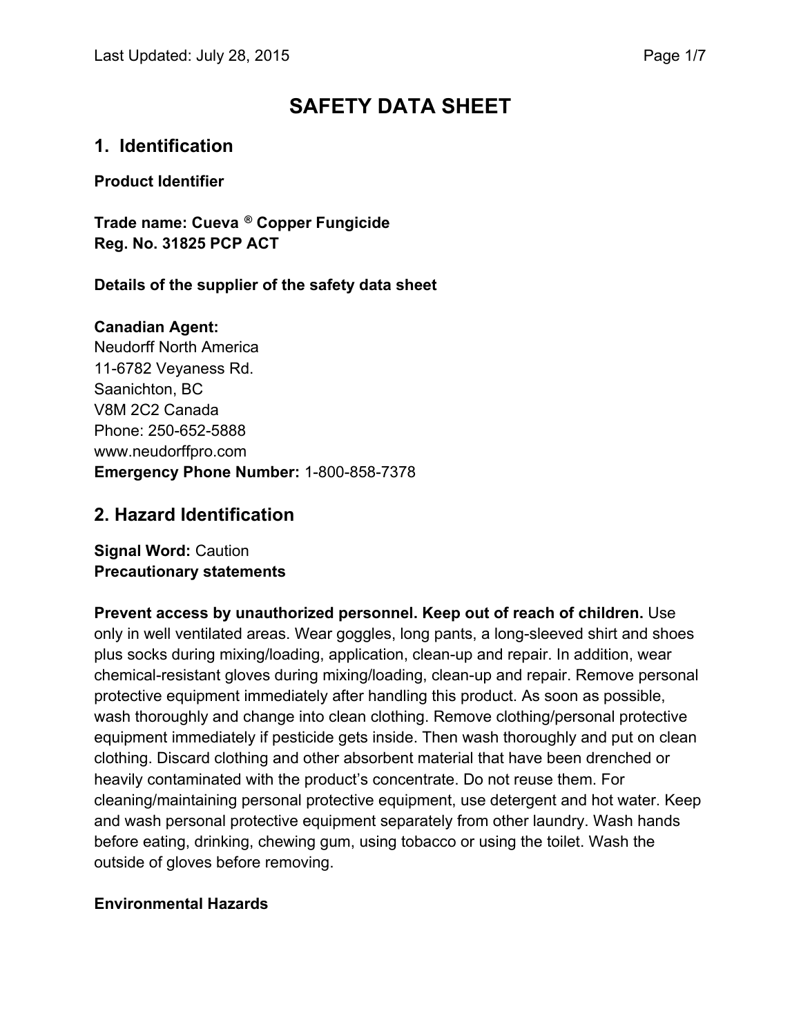# SAFETY DATA SHEET

## 1. Identification

**Product Identifier**

**Trade name: Cueva ® Copper Fungicide**
**Reg. No. 31825 PCP ACT**

**Details of the supplier of the safety data sheet**

**Canadian Agent:**
Neudorff North America
11-6782 Veyaness Rd.
Saanichton, BC
V8M 2C2 Canada
Phone: 250-652-5888
www.neudorffpro.com
**Emergency Phone Number:** 1-800-858-7378

## 2. Hazard Identification

**Signal Word:** Caution
**Precautionary statements**

**Prevent access by unauthorized personnel. Keep out of reach of children.** Use only in well ventilated areas. Wear goggles, long pants, a long-sleeved shirt and shoes plus socks during mixing/loading, application, clean-up and repair. In addition, wear chemical-resistant gloves during mixing/loading, clean-up and repair. Remove personal protective equipment immediately after handling this product. As soon as possible, wash thoroughly and change into clean clothing. Remove clothing/personal protective equipment immediately if pesticide gets inside. Then wash thoroughly and put on clean clothing. Discard clothing and other absorbent material that have been drenched or heavily contaminated with the product's concentrate. Do not reuse them. For cleaning/maintaining personal protective equipment, use detergent and hot water. Keep and wash personal protective equipment separately from other laundry. Wash hands before eating, drinking, chewing gum, using tobacco or using the toilet. Wash the outside of gloves before removing.

**Environmental Hazards**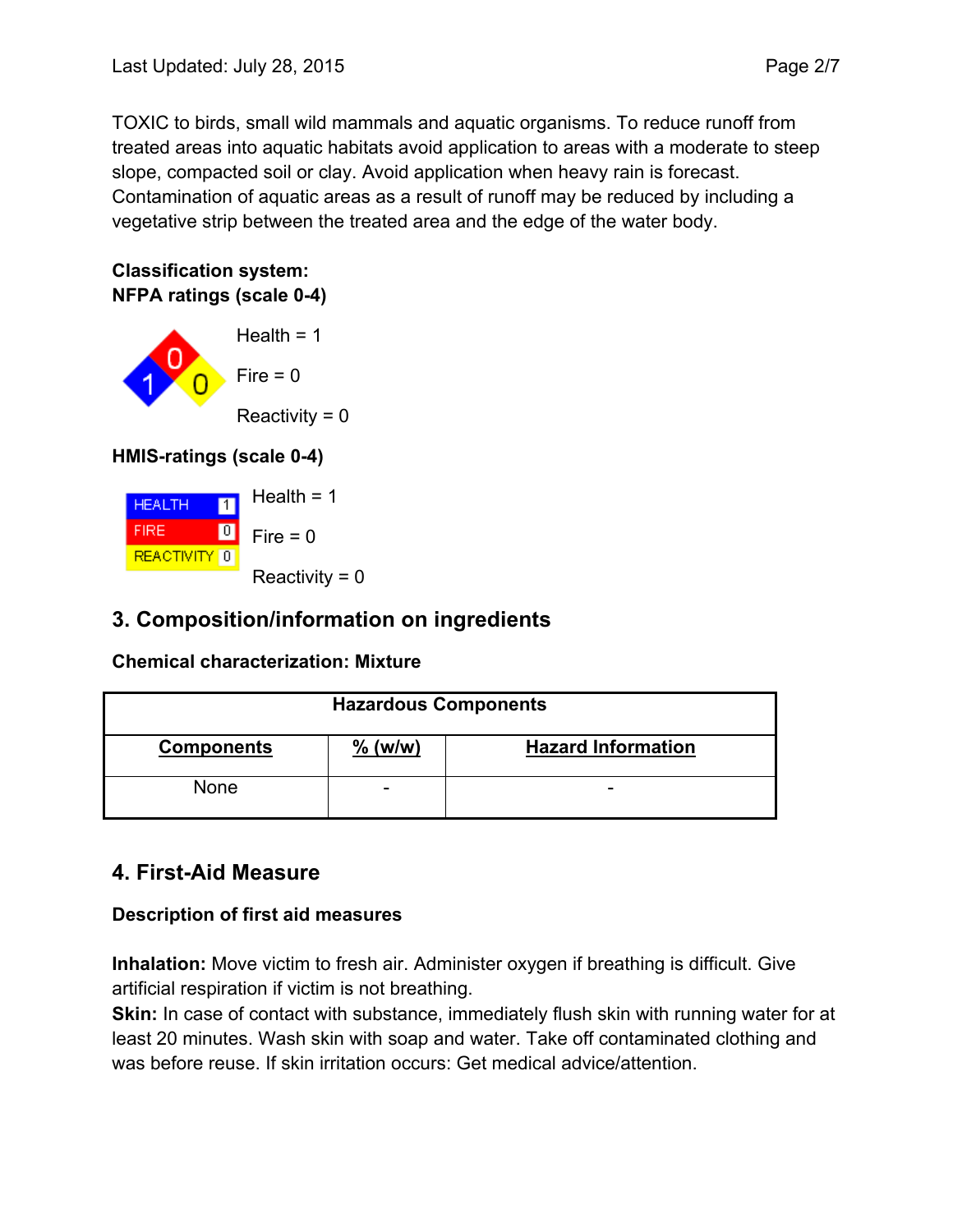TOXIC to birds, small wild mammals and aquatic organisms. To reduce runoff from treated areas into aquatic habitats avoid application to areas with a moderate to steep slope, compacted soil or clay. Avoid application when heavy rain is forecast. Contamination of aquatic areas as a result of runoff may be reduced by including a vegetative strip between the treated area and the edge of the water body.

**Classification system:**
**NFPA ratings (scale 0-4)**

Health = 1

Fire = 0

Reactivity = 0

**HMIS-ratings (scale 0-4)**

| HEALTH | 1 |
|---|---|
| FIRE | 0 |
| REACTIVITY | 0 |

Health = 1

Fire = 0

Reactivity = 0

## 3. Composition/information on ingredients

**Chemical characterization: Mixture**

| Hazardous Components | | |
|---|---|---|
| **Components** | **% (w/w)** | **Hazard Information** |
| None | - | - |

## 4. First-Aid Measure

**Description of first aid measures**

**Inhalation:** Move victim to fresh air. Administer oxygen if breathing is difficult. Give artificial respiration if victim is not breathing.
**Skin:** In case of contact with substance, immediately flush skin with running water for at least 20 minutes. Wash skin with soap and water. Take off contaminated clothing and was before reuse. If skin irritation occurs: Get medical advice/attention.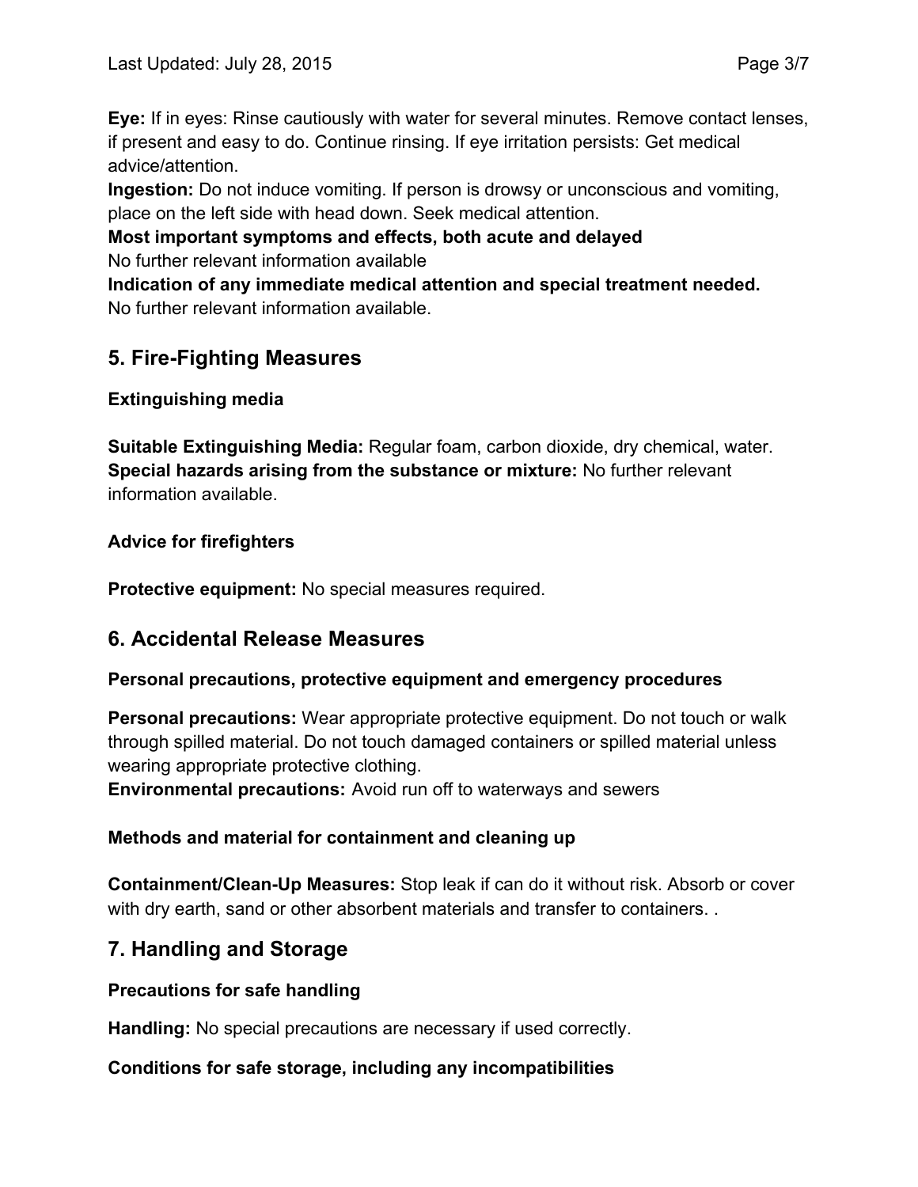**Eye:** If in eyes: Rinse cautiously with water for several minutes. Remove contact lenses, if present and easy to do. Continue rinsing. If eye irritation persists: Get medical advice/attention.

**Ingestion:** Do not induce vomiting. If person is drowsy or unconscious and vomiting, place on the left side with head down. Seek medical attention.

**Most important symptoms and effects, both acute and delayed**

No further relevant information available

**Indication of any immediate medical attention and special treatment needed.**

No further relevant information available.

## 5. Fire-Fighting Measures

### Extinguishing media

**Suitable Extinguishing Media:** Regular foam, carbon dioxide, dry chemical, water.

**Special hazards arising from the substance or mixture:** No further relevant information available.

### Advice for firefighters

**Protective equipment:** No special measures required.

## 6. Accidental Release Measures

### Personal precautions, protective equipment and emergency procedures

**Personal precautions:** Wear appropriate protective equipment. Do not touch or walk through spilled material. Do not touch damaged containers or spilled material unless wearing appropriate protective clothing.

**Environmental precautions:** Avoid run off to waterways and sewers

### Methods and material for containment and cleaning up

**Containment/Clean-Up Measures:** Stop leak if can do it without risk. Absorb or cover with dry earth, sand or other absorbent materials and transfer to containers. .

## 7. Handling and Storage

### Precautions for safe handling

**Handling:** No special precautions are necessary if used correctly.

### Conditions for safe storage, including any incompatibilities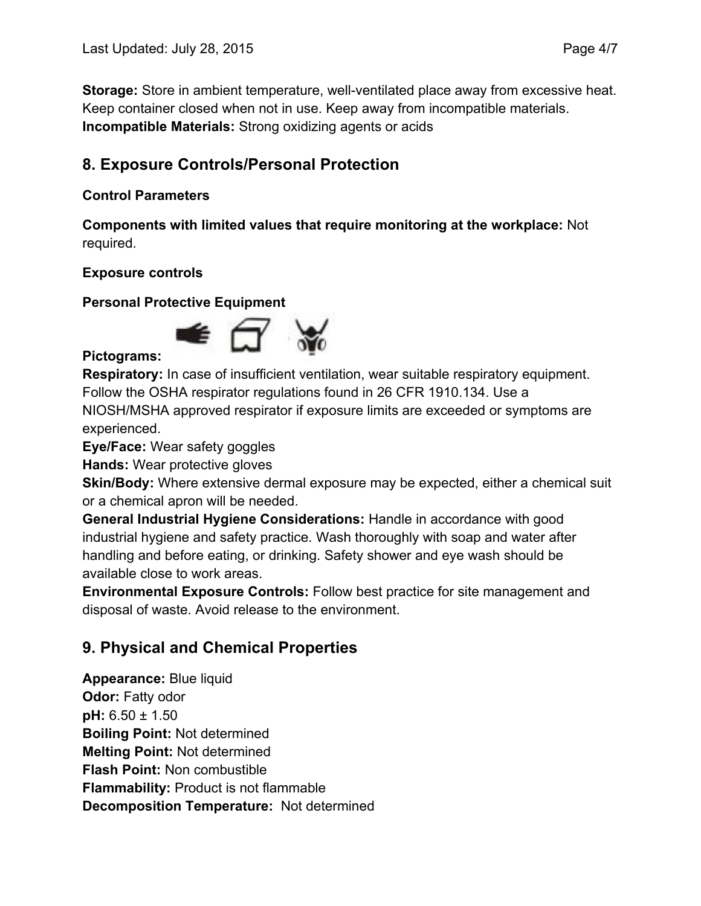**Storage:** Store in ambient temperature, well-ventilated place away from excessive heat. Keep container closed when not in use. Keep away from incompatible materials.
**Incompatible Materials:** Strong oxidizing agents or acids

## 8. Exposure Controls/Personal Protection

**Control Parameters**

**Components with limited values that require monitoring at the workplace:** Not required.

**Exposure controls**

**Personal Protective Equipment**

**Pictograms:**

**Respiratory:** In case of insufficient ventilation, wear suitable respiratory equipment. Follow the OSHA respirator regulations found in 26 CFR 1910.134. Use a NIOSH/MSHA approved respirator if exposure limits are exceeded or symptoms are experienced.
**Eye/Face:** Wear safety goggles
**Hands:** Wear protective gloves
**Skin/Body:** Where extensive dermal exposure may be expected, either a chemical suit or a chemical apron will be needed.
**General Industrial Hygiene Considerations:** Handle in accordance with good industrial hygiene and safety practice. Wash thoroughly with soap and water after handling and before eating, or drinking. Safety shower and eye wash should be available close to work areas.
**Environmental Exposure Controls:** Follow best practice for site management and disposal of waste. Avoid release to the environment.

## 9. Physical and Chemical Properties

**Appearance:** Blue liquid
**Odor:** Fatty odor
**pH:** 6.50 ± 1.50
**Boiling Point:** Not determined
**Melting Point:** Not determined
**Flash Point:** Non combustible
**Flammability:** Product is not flammable
**Decomposition Temperature:** Not determined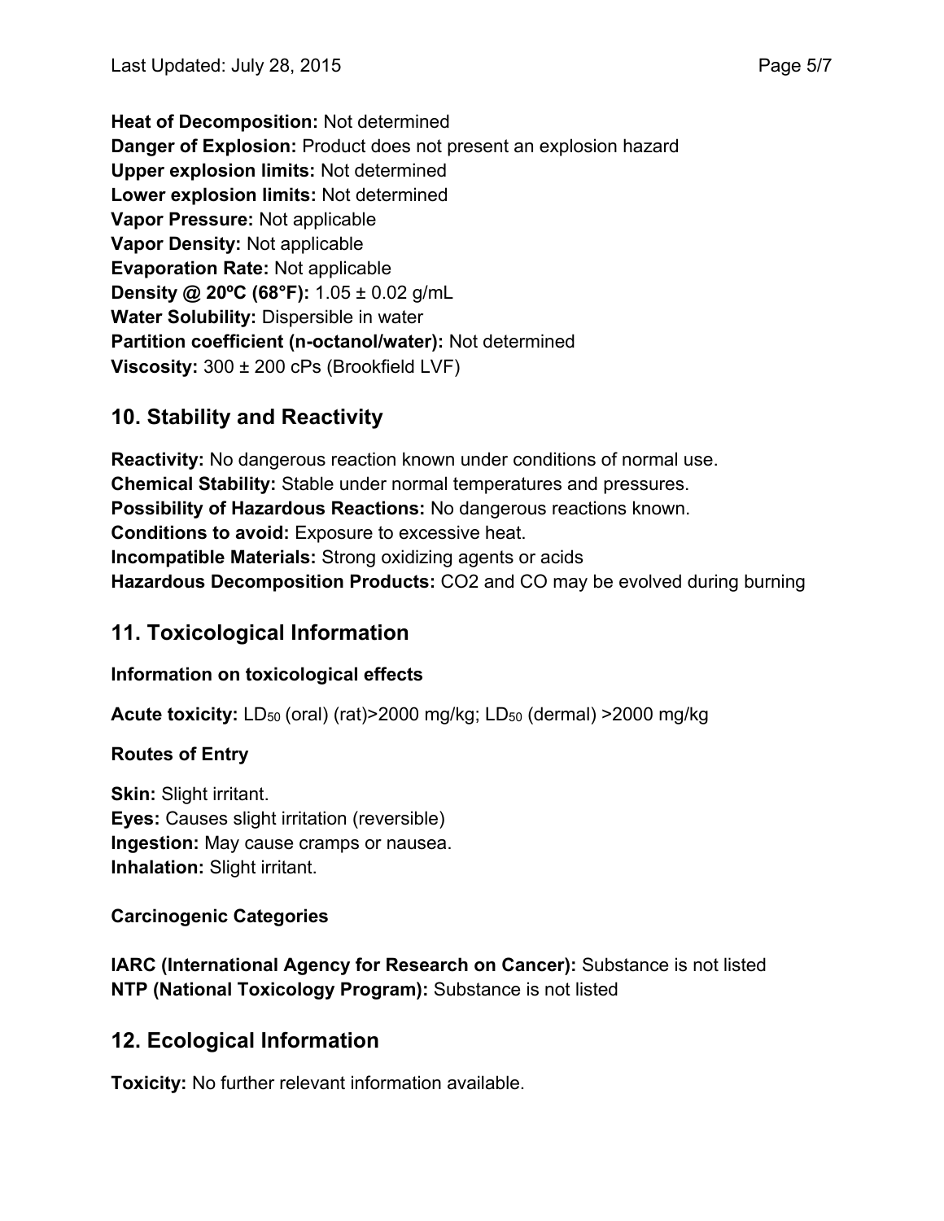**Heat of Decomposition:** Not determined
**Danger of Explosion:** Product does not present an explosion hazard
**Upper explosion limits:** Not determined
**Lower explosion limits:** Not determined
**Vapor Pressure:** Not applicable
**Vapor Density:** Not applicable
**Evaporation Rate:** Not applicable
**Density @ 20ºC (68°F):** 1.05 ± 0.02 g/mL
**Water Solubility:** Dispersible in water
**Partition coefficient (n-octanol/water):** Not determined
**Viscosity:** 300 ± 200 cPs (Brookfield LVF)

## 10. Stability and Reactivity

**Reactivity:** No dangerous reaction known under conditions of normal use.
**Chemical Stability:** Stable under normal temperatures and pressures.
**Possibility of Hazardous Reactions:** No dangerous reactions known.
**Conditions to avoid:** Exposure to excessive heat.
**Incompatible Materials:** Strong oxidizing agents or acids
**Hazardous Decomposition Products:** $CO_2$ and CO may be evolved during burning

## 11. Toxicological Information

**Information on toxicological effects**

**Acute toxicity:** $LD_{50}$ (oral) (rat)>2000 mg/kg; $LD_{50}$ (dermal) >2000 mg/kg

**Routes of Entry**

**Skin:** Slight irritant.
**Eyes:** Causes slight irritation (reversible)
**Ingestion:** May cause cramps or nausea.
**Inhalation:** Slight irritant.

**Carcinogenic Categories**

**IARC (International Agency for Research on Cancer):** Substance is not listed
**NTP (National Toxicology Program):** Substance is not listed

## 12. Ecological Information

**Toxicity:** No further relevant information available.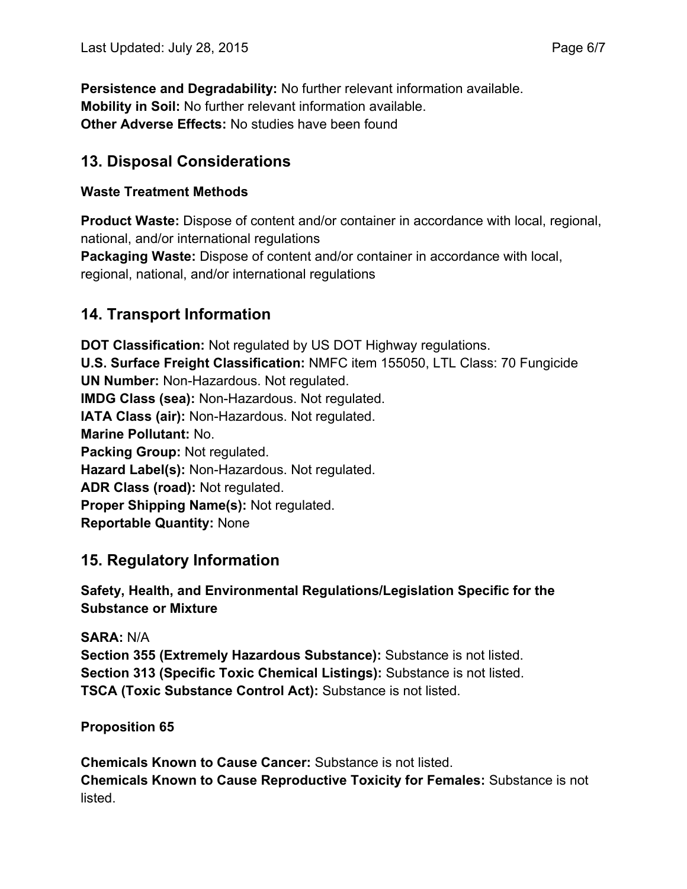**Persistence and Degradability:** No further relevant information available.
**Mobility in Soil:** No further relevant information available.
**Other Adverse Effects:** No studies have been found

## 13. Disposal Considerations

### Waste Treatment Methods

**Product Waste:** Dispose of content and/or container in accordance with local, regional, national, and/or international regulations
**Packaging Waste:** Dispose of content and/or container in accordance with local, regional, national, and/or international regulations

## 14. Transport Information

**DOT Classification:** Not regulated by US DOT Highway regulations.
**U.S. Surface Freight Classification:** NMFC item 155050, LTL Class: 70 Fungicide
**UN Number:** Non-Hazardous. Not regulated.
**IMDG Class (sea):** Non-Hazardous. Not regulated.
**IATA Class (air):** Non-Hazardous. Not regulated.
**Marine Pollutant:** No.
**Packing Group:** Not regulated.
**Hazard Label(s):** Non-Hazardous. Not regulated.
**ADR Class (road):** Not regulated.
**Proper Shipping Name(s):** Not regulated.
**Reportable Quantity:** None

## 15. Regulatory Information

### Safety, Health, and Environmental Regulations/Legislation Specific for the Substance or Mixture

**SARA:** N/A
**Section 355 (Extremely Hazardous Substance):** Substance is not listed.
**Section 313 (Specific Toxic Chemical Listings):** Substance is not listed.
**TSCA (Toxic Substance Control Act):** Substance is not listed.

**Proposition 65**

**Chemicals Known to Cause Cancer:** Substance is not listed.
**Chemicals Known to Cause Reproductive Toxicity for Females:** Substance is not listed.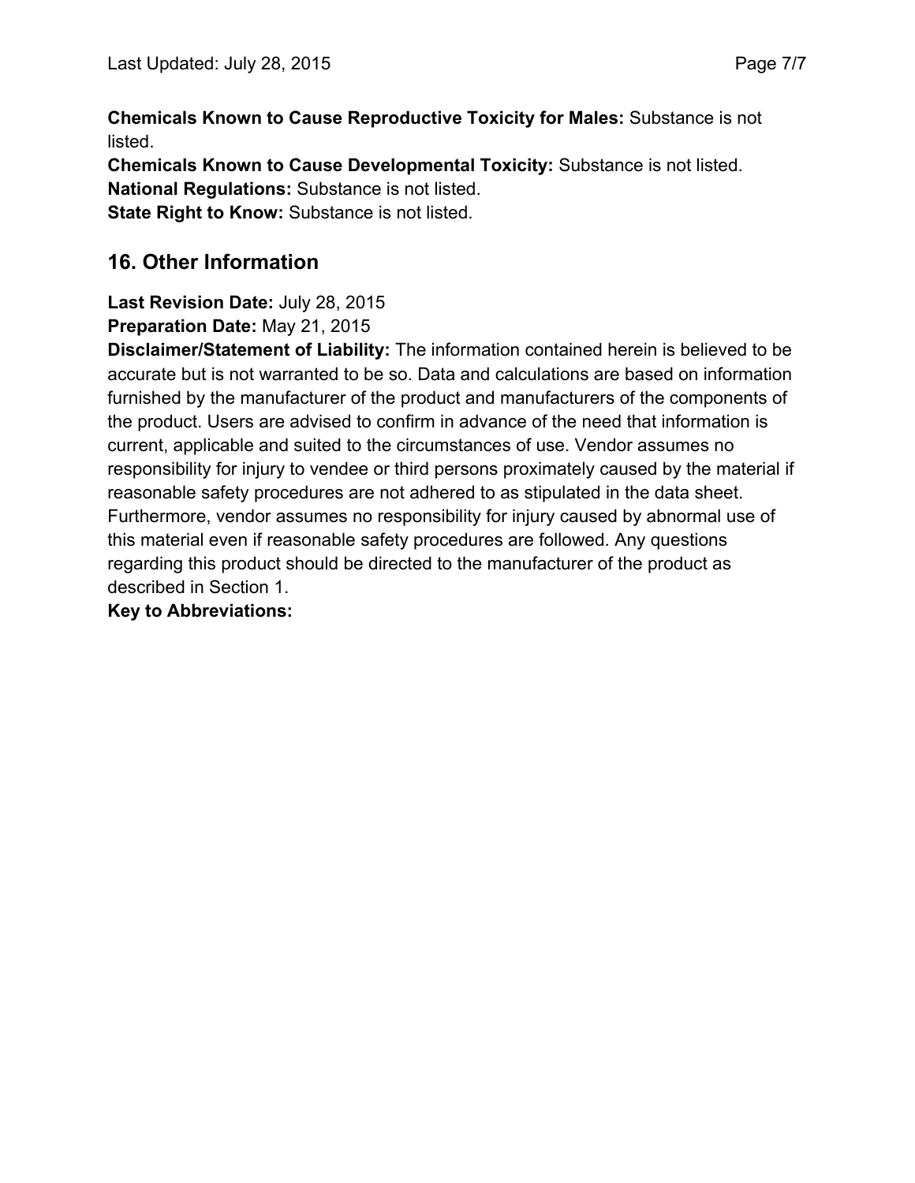**Chemicals Known to Cause Reproductive Toxicity for Males:** Substance is not listed.
**Chemicals Known to Cause Developmental Toxicity:** Substance is not listed.
**National Regulations:** Substance is not listed.
**State Right to Know:** Substance is not listed.

## 16. Other Information

**Last Revision Date:** July 28, 2015
**Preparation Date:** May 21, 2015
**Disclaimer/Statement of Liability:** The information contained herein is believed to be accurate but is not warranted to be so. Data and calculations are based on information furnished by the manufacturer of the product and manufacturers of the components of the product. Users are advised to confirm in advance of the need that information is current, applicable and suited to the circumstances of use. Vendor assumes no responsibility for injury to vendee or third persons proximately caused by the material if reasonable safety procedures are not adhered to as stipulated in the data sheet. Furthermore, vendor assumes no responsibility for injury caused by abnormal use of this material even if reasonable safety procedures are followed. Any questions regarding this product should be directed to the manufacturer of the product as described in Section 1.
**Key to Abbreviations:**